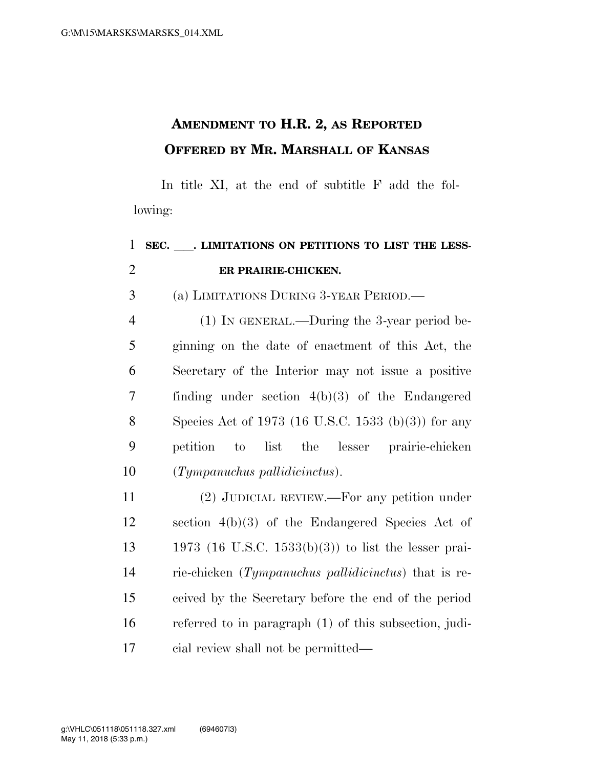# AMENDMENT TO H.R. 2, AS REPORTED OFFERED BY MR. MARSHALL OF KANSAS

In title XI, at the end of subtitle F add the following:

**SEC. \_\_\_. LIMITATIONS ON PETITIONS TO LIST THE LESSER PRAIRIE-CHICKEN.**

(a) LIMITATIONS DURING 3-YEAR PERIOD.—

(1) IN GENERAL.—During the 3-year period beginning on the date of enactment of this Act, the Secretary of the Interior may not issue a positive finding under section 4(b)(3) of the Endangered Species Act of 1973 (16 U.S.C. 1533 (b)(3)) for any petition to list the lesser prairie-chicken (*Tympanuchus pallidicinctus*).

(2) JUDICIAL REVIEW.—For any petition under section 4(b)(3) of the Endangered Species Act of 1973 (16 U.S.C. 1533(b)(3)) to list the lesser prairie-chicken (*Tympanuchus pallidicinctus*) that is received by the Secretary before the end of the period referred to in paragraph (1) of this subsection, judicial review shall not be permitted—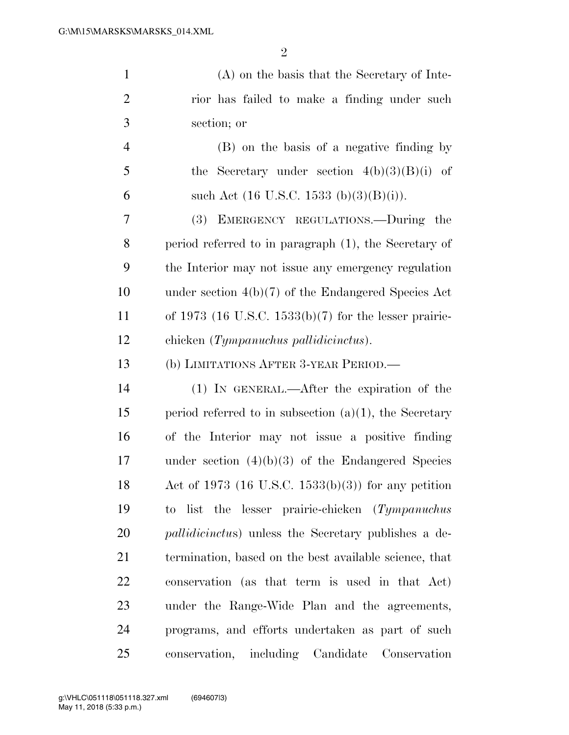(A) on the basis that the Secretary of Interior has failed to make a finding under such section; or

(B) on the basis of a negative finding by the Secretary under section 4(b)(3)(B)(i) of such Act (16 U.S.C. 1533 (b)(3)(B)(i)).

(3) EMERGENCY REGULATIONS.—During the period referred to in paragraph (1), the Secretary of the Interior may not issue any emergency regulation under section 4(b)(7) of the Endangered Species Act of 1973 (16 U.S.C. 1533(b)(7) for the lesser prairie-chicken (*Tympanuchus pallidicinctus*).

(b) LIMITATIONS AFTER 3-YEAR PERIOD.—

(1) IN GENERAL.—After the expiration of the period referred to in subsection (a)(1), the Secretary of the Interior may not issue a positive finding under section (4)(b)(3) of the Endangered Species Act of 1973 (16 U.S.C. 1533(b)(3)) for any petition to list the lesser prairie-chicken (*Tympanuchus pallidicinctus*) unless the Secretary publishes a determination, based on the best available science, that conservation (as that term is used in that Act) under the Range-Wide Plan and the agreements, programs, and efforts undertaken as part of such conservation, including Candidate Conservation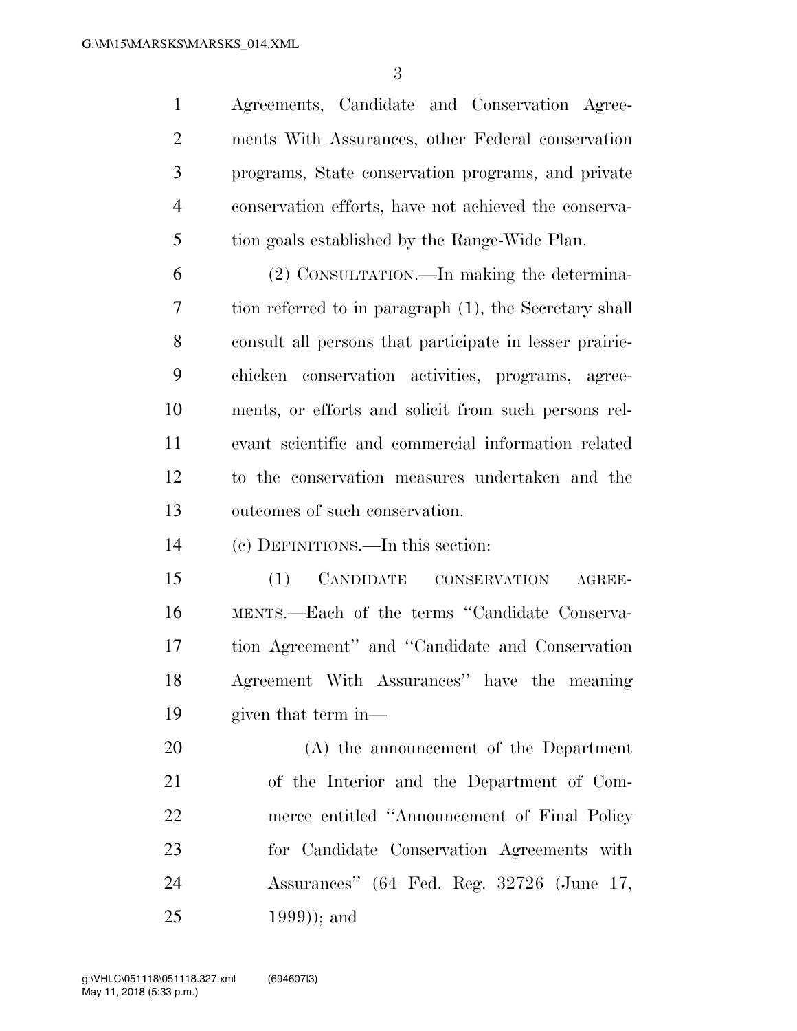Agreements, Candidate and Conservation Agreements With Assurances, other Federal conservation programs, State conservation programs, and private conservation efforts, have not achieved the conservation goals established by the Range-Wide Plan.

(2) CONSULTATION.—In making the determination referred to in paragraph (1), the Secretary shall consult all persons that participate in lesser prairie-chicken conservation activities, programs, agreements, or efforts and solicit from such persons relevant scientific and commercial information related to the conservation measures undertaken and the outcomes of such conservation.

(c) DEFINITIONS.—In this section:

(1) CANDIDATE CONSERVATION AGREEMENTS.—Each of the terms "Candidate Conservation Agreement" and "Candidate and Conservation Agreement With Assurances" have the meaning given that term in—

(A) the announcement of the Department of the Interior and the Department of Commerce entitled "Announcement of Final Policy for Candidate Conservation Agreements with Assurances" (64 Fed. Reg. 32726 (June 17, 1999)); and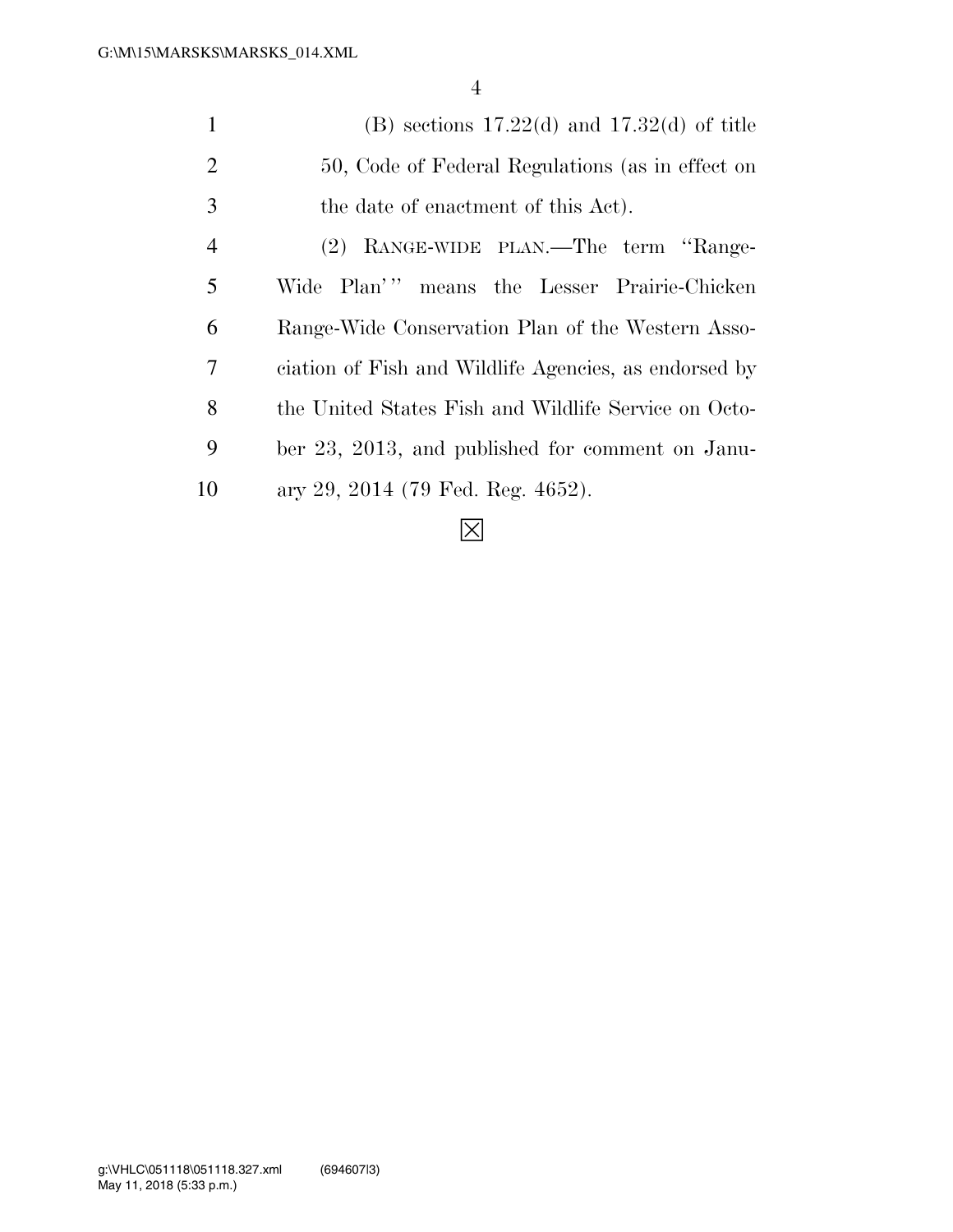(B) sections 17.22(d) and 17.32(d) of title 50, Code of Federal Regulations (as in effect on the date of enactment of this Act).

(2) RANGE-WIDE PLAN.—The term ''Range-Wide Plan' '' means the Lesser Prairie-Chicken Range-Wide Conservation Plan of the Western Association of Fish and Wildlife Agencies, as endorsed by the United States Fish and Wildlife Service on October 23, 2013, and published for comment on January 29, 2014 (79 Fed. Reg. 4652).